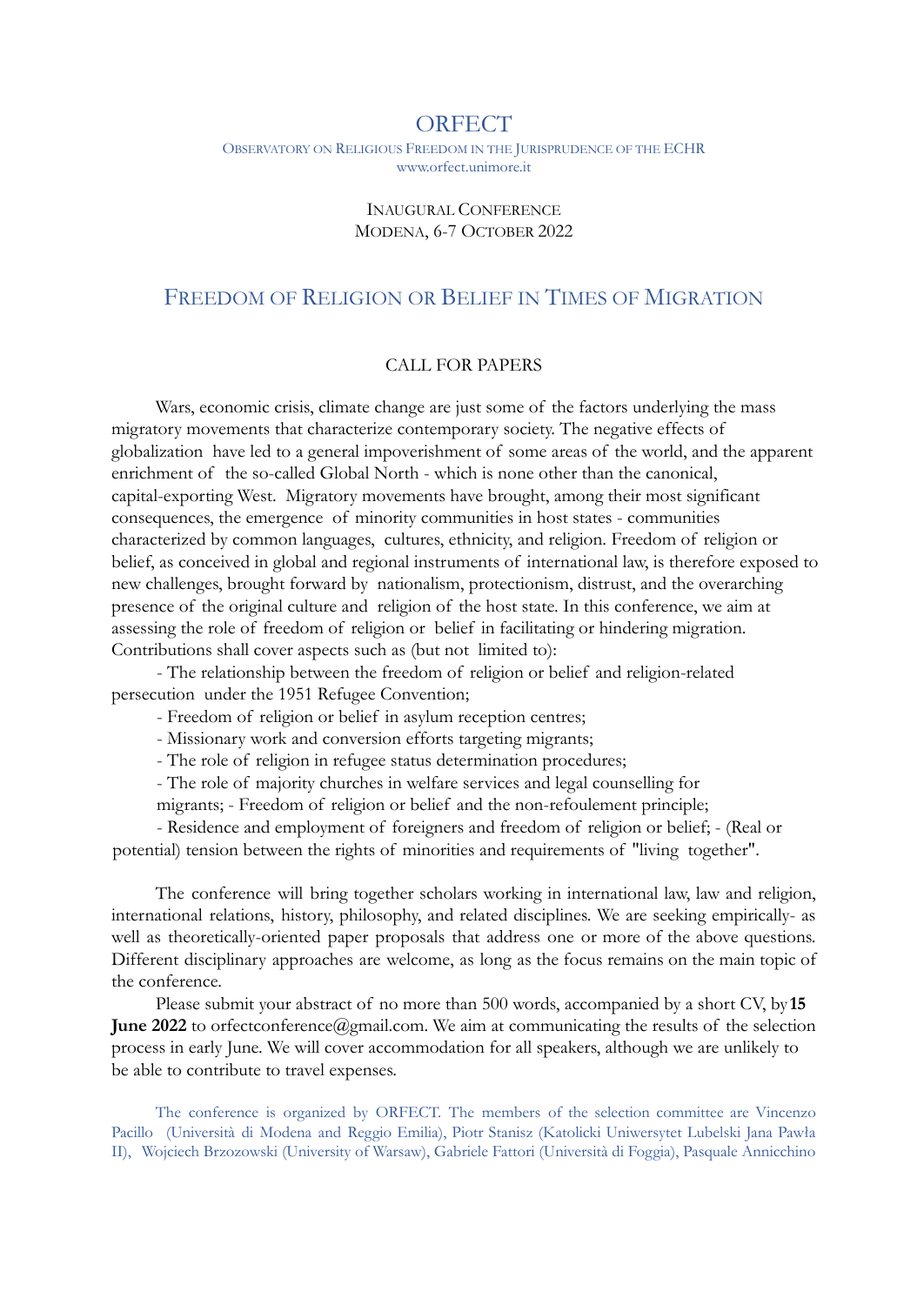# ORFECT

OBSERVATORY ON RELIGIOUS FREEDOM IN THE JURISPRUDENCE OF THE ECHR
www.orfect.unimore.it

INAUGURAL CONFERENCE
MODENA, 6-7 OCTOBER 2022

## FREEDOM OF RELIGION OR BELIEF IN TIMES OF MIGRATION

### CALL FOR PAPERS

Wars, economic crisis, climate change are just some of the factors underlying the mass migratory movements that characterize contemporary society. The negative effects of globalization have led to a general impoverishment of some areas of the world, and the apparent enrichment of the so-called Global North - which is none other than the canonical, capital-exporting West. Migratory movements have brought, among their most significant consequences, the emergence of minority communities in host states - communities characterized by common languages, cultures, ethnicity, and religion. Freedom of religion or belief, as conceived in global and regional instruments of international law, is therefore exposed to new challenges, brought forward by nationalism, protectionism, distrust, and the overarching presence of the original culture and religion of the host state. In this conference, we aim at assessing the role of freedom of religion or belief in facilitating or hindering migration. Contributions shall cover aspects such as (but not limited to):

- The relationship between the freedom of religion or belief and religion-related persecution under the 1951 Refugee Convention;
- Freedom of religion or belief in asylum reception centres;
- Missionary work and conversion efforts targeting migrants;
- The role of religion in refugee status determination procedures;
- The role of majority churches in welfare services and legal counselling for migrants;
- Freedom of religion or belief and the non-refoulement principle;
- Residence and employment of foreigners and freedom of religion or belief;
- (Real or potential) tension between the rights of minorities and requirements of "living together".

The conference will bring together scholars working in international law, law and religion, international relations, history, philosophy, and related disciplines. We are seeking empirically- as well as theoretically-oriented paper proposals that address one or more of the above questions. Different disciplinary approaches are welcome, as long as the focus remains on the main topic of the conference.

Please submit your abstract of no more than 500 words, accompanied by a short CV, by **15 June 2022** to orfectconference@gmail.com. We aim at communicating the results of the selection process in early June. We will cover accommodation for all speakers, although we are unlikely to be able to contribute to travel expenses.

The conference is organized by ORFECT. The members of the selection committee are Vincenzo Pacillo (Università di Modena and Reggio Emilia), Piotr Stanisz (Katolicki Uniwersytet Lubelski Jana Pawła II), Wojciech Brzozowski (University of Warsaw), Gabriele Fattori (Università di Foggia), Pasquale Annicchino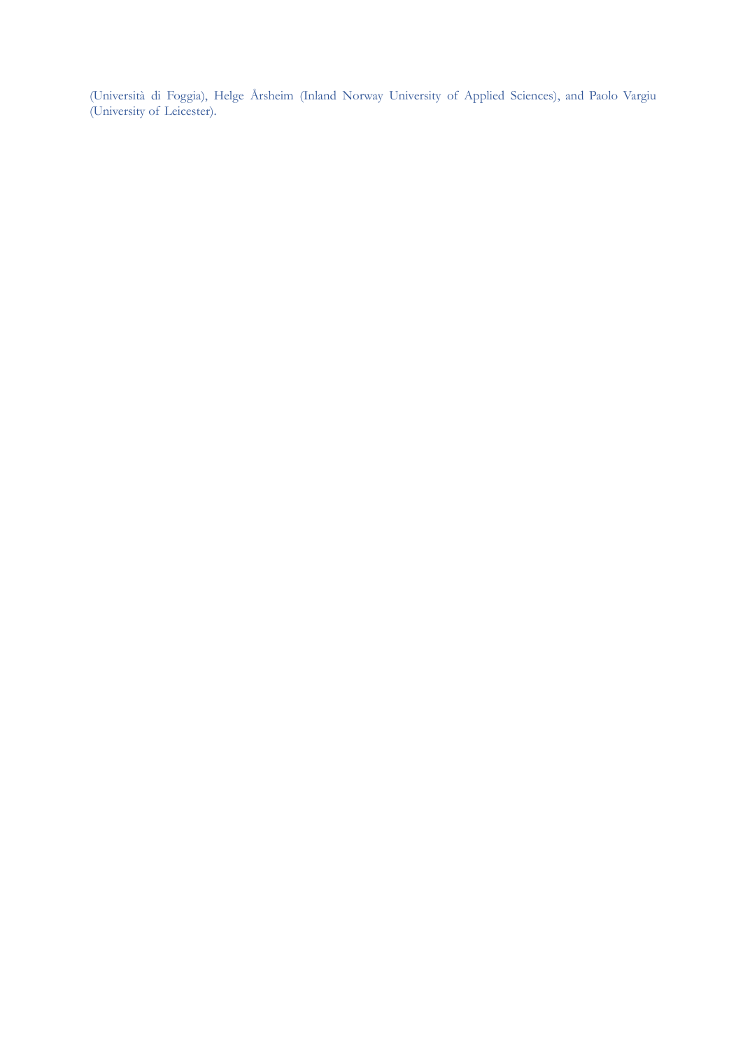(Università di Foggia), Helge Årsheim (Inland Norway University of Applied Sciences), and Paolo Vargiu (University of Leicester).